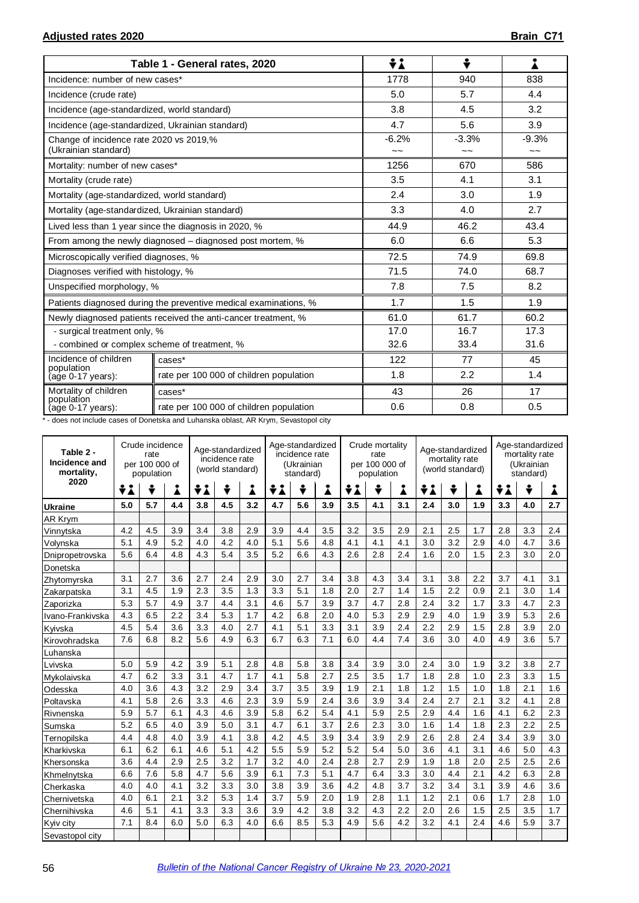**Adjusted rates 2020** **Brain C71**

| Table 1 - General rates, 2020 | | Both sexes | Male | Female |
|---|---|---|---|---|
| Incidence: number of new cases* | | 1778 | 940 | 838 |
| Incidence (crude rate) | | 5.0 | 5.7 | 4.4 |
| Incidence (age-standardized, world standard) | | 3.8 | 4.5 | 3.2 |
| Incidence (age-standardized, Ukrainian standard) | | 4.7 | 5.6 | 3.9 |
| Change of incidence rate 2020 vs 2019,% (Ukrainian standard) | | -6.2% ~~ | -3.3% ~~ | -9.3% ~~ |
| Mortality: number of new cases* | | 1256 | 670 | 586 |
| Mortality (crude rate) | | 3.5 | 4.1 | 3.1 |
| Mortality (age-standardized, world standard) | | 2.4 | 3.0 | 1.9 |
| Mortality (age-standardized, Ukrainian standard) | | 3.3 | 4.0 | 2.7 |
| Lived less than 1 year since the diagnosis in 2020, % | | 44.9 | 46.2 | 43.4 |
| From among the newly diagnosed – diagnosed post mortem, % | | 6.0 | 6.6 | 5.3 |
| Microscopically verified diagnoses, % | | 72.5 | 74.9 | 69.8 |
| Diagnoses verified with histology, % | | 71.5 | 74.0 | 68.7 |
| Unspecified morphology, % | | 7.8 | 7.5 | 8.2 |
| Patients diagnosed during the preventive medical examinations, % | | 1.7 | 1.5 | 1.9 |
| Newly diagnosed patients received the anti-cancer treatment, % | | 61.0 | 61.7 | 60.2 |
| - surgical treatment only, % | | 17.0 | 16.7 | 17.3 |
| - combined or complex scheme of treatment, % | | 32.6 | 33.4 | 31.6 |
| Incidence of children population (age 0-17 years): | cases* | 122 | 77 | 45 |
| | rate per 100 000 of children population | 1.8 | 2.2 | 1.4 |
| Mortality of children population (age 0-17 years): | cases* | 43 | 26 | 17 |
| | rate per 100 000 of children population | 0.6 | 0.8 | 0.5 |

\* - does not include cases of Donetska and Luhanska oblast, AR Krym, Sevastopol city

| Table 2 - Incidence and mortality, 2020 | Crude incidence rate per 100 000 of population | | | Age-standardized incidence rate (world standard) | | | Age-standardized incidence rate (Ukrainian standard) | | | Crude mortality rate per 100 000 of population | | | Age-standardized mortality rate (world standard) | | | Age-standardized mortality rate (Ukrainian standard) | | |
|---|---|---|---|---|---|---|---|---|---|---|---|---|---|---|---|---|---|---|
| | Both | Male | Female | Both | Male | Female | Both | Male | Female | Both | Male | Female | Both | Male | Female | Both | Male | Female |
| **Ukraine** | **5.0** | **5.7** | **4.4** | **3.8** | **4.5** | **3.2** | **4.7** | **5.6** | **3.9** | **3.5** | **4.1** | **3.1** | **2.4** | **3.0** | **1.9** | **3.3** | **4.0** | **2.7** |
| AR Krym | | | | | | | | | | | | | | | | | | |
| Vinnytska | 4.2 | 4.5 | 3.9 | 3.4 | 3.8 | 2.9 | 3.9 | 4.4 | 3.5 | 3.2 | 3.5 | 2.9 | 2.1 | 2.5 | 1.7 | 2.8 | 3.3 | 2.4 |
| Volynska | 5.1 | 4.9 | 5.2 | 4.0 | 4.2 | 4.0 | 5.1 | 5.6 | 4.8 | 4.1 | 4.1 | 4.1 | 3.0 | 3.2 | 2.9 | 4.0 | 4.7 | 3.6 |
| Dnipropetrovska | 5.6 | 6.4 | 4.8 | 4.3 | 5.4 | 3.5 | 5.2 | 6.6 | 4.3 | 2.6 | 2.8 | 2.4 | 1.6 | 2.0 | 1.5 | 2.3 | 3.0 | 2.0 |
| Donetska | | | | | | | | | | | | | | | | | | |
| Zhytomyrska | 3.1 | 2.7 | 3.6 | 2.7 | 2.4 | 2.9 | 3.0 | 2.7 | 3.4 | 3.8 | 4.3 | 3.4 | 3.1 | 3.8 | 2.2 | 3.7 | 4.1 | 3.1 |
| Zakarpatska | 3.1 | 4.5 | 1.9 | 2.3 | 3.5 | 1.3 | 3.3 | 5.1 | 1.8 | 2.0 | 2.7 | 1.4 | 1.5 | 2.2 | 0.9 | 2.1 | 3.0 | 1.4 |
| Zaporizka | 5.3 | 5.7 | 4.9 | 3.7 | 4.4 | 3.1 | 4.6 | 5.7 | 3.9 | 3.7 | 4.7 | 2.8 | 2.4 | 3.2 | 1.7 | 3.3 | 4.7 | 2.3 |
| Ivano-Frankivska | 4.3 | 6.5 | 2.2 | 3.4 | 5.3 | 1.7 | 4.2 | 6.8 | 2.0 | 4.0 | 5.3 | 2.9 | 2.9 | 4.0 | 1.9 | 3.9 | 5.3 | 2.6 |
| Kyivska | 4.5 | 5.4 | 3.6 | 3.3 | 4.0 | 2.7 | 4.1 | 5.1 | 3.3 | 3.1 | 3.9 | 2.4 | 2.2 | 2.9 | 1.5 | 2.8 | 3.9 | 2.0 |
| Kirovohradska | 7.6 | 6.8 | 8.2 | 5.6 | 4.9 | 6.3 | 6.7 | 6.3 | 7.1 | 6.0 | 4.4 | 7.4 | 3.6 | 3.0 | 4.0 | 4.9 | 3.6 | 5.7 |
| Luhanska | | | | | | | | | | | | | | | | | | |
| Lvivska | 5.0 | 5.9 | 4.2 | 3.9 | 5.1 | 2.8 | 4.8 | 5.8 | 3.8 | 3.4 | 3.9 | 3.0 | 2.4 | 3.0 | 1.9 | 3.2 | 3.8 | 2.7 |
| Mykolaivska | 4.7 | 6.2 | 3.3 | 3.1 | 4.7 | 1.7 | 4.1 | 5.8 | 2.7 | 2.5 | 3.5 | 1.7 | 1.8 | 2.8 | 1.0 | 2.3 | 3.3 | 1.5 |
| Odesska | 4.0 | 3.6 | 4.3 | 3.2 | 2.9 | 3.4 | 3.7 | 3.5 | 3.9 | 1.9 | 2.1 | 1.8 | 1.2 | 1.5 | 1.0 | 1.8 | 2.1 | 1.6 |
| Poltavska | 4.1 | 5.8 | 2.6 | 3.3 | 4.6 | 2.3 | 3.9 | 5.9 | 2.4 | 3.6 | 3.9 | 3.4 | 2.4 | 2.7 | 2.1 | 3.2 | 4.1 | 2.8 |
| Rivnenska | 5.9 | 5.7 | 6.1 | 4.3 | 4.6 | 3.9 | 5.8 | 6.2 | 5.4 | 4.1 | 5.9 | 2.5 | 2.9 | 4.4 | 1.6 | 4.1 | 6.2 | 2.3 |
| Sumska | 5.2 | 6.5 | 4.0 | 3.9 | 5.0 | 3.1 | 4.7 | 6.1 | 3.7 | 2.6 | 2.3 | 3.0 | 1.6 | 1.4 | 1.8 | 2.3 | 2.2 | 2.5 |
| Ternopilska | 4.4 | 4.8 | 4.0 | 3.9 | 4.1 | 3.8 | 4.2 | 4.5 | 3.9 | 3.4 | 3.9 | 2.9 | 2.6 | 2.8 | 2.4 | 3.4 | 3.9 | 3.0 |
| Kharkivska | 6.1 | 6.2 | 6.1 | 4.6 | 5.1 | 4.2 | 5.5 | 5.9 | 5.2 | 5.2 | 5.4 | 5.0 | 3.6 | 4.1 | 3.1 | 4.6 | 5.0 | 4.3 |
| Khersonska | 3.6 | 4.4 | 2.9 | 2.5 | 3.2 | 1.7 | 3.2 | 4.0 | 2.4 | 2.8 | 2.7 | 2.9 | 1.9 | 1.8 | 2.0 | 2.5 | 2.5 | 2.6 |
| Khmelnytska | 6.6 | 7.6 | 5.8 | 4.7 | 5.6 | 3.9 | 6.1 | 7.3 | 5.1 | 4.7 | 6.4 | 3.3 | 3.0 | 4.4 | 2.1 | 4.2 | 6.3 | 2.8 |
| Cherkaska | 4.0 | 4.0 | 4.1 | 3.2 | 3.3 | 3.0 | 3.8 | 3.9 | 3.6 | 4.2 | 4.8 | 3.7 | 3.2 | 3.4 | 3.1 | 3.9 | 4.6 | 3.6 |
| Chernivetska | 4.0 | 6.1 | 2.1 | 3.2 | 5.3 | 1.4 | 3.7 | 5.9 | 2.0 | 1.9 | 2.8 | 1.1 | 1.2 | 2.1 | 0.6 | 1.7 | 2.8 | 1.0 |
| Chernihivska | 4.6 | 5.1 | 4.1 | 3.3 | 3.3 | 3.6 | 3.9 | 4.2 | 3.8 | 3.2 | 4.3 | 2.2 | 2.0 | 2.6 | 1.5 | 2.5 | 3.5 | 1.7 |
| Kyiv city | 7.1 | 8.4 | 6.0 | 5.0 | 6.3 | 4.0 | 6.6 | 8.5 | 5.3 | 4.9 | 5.6 | 4.2 | 3.2 | 4.1 | 2.4 | 4.6 | 5.9 | 3.7 |
| Sevastopol city | | | | | | | | | | | | | | | | | | |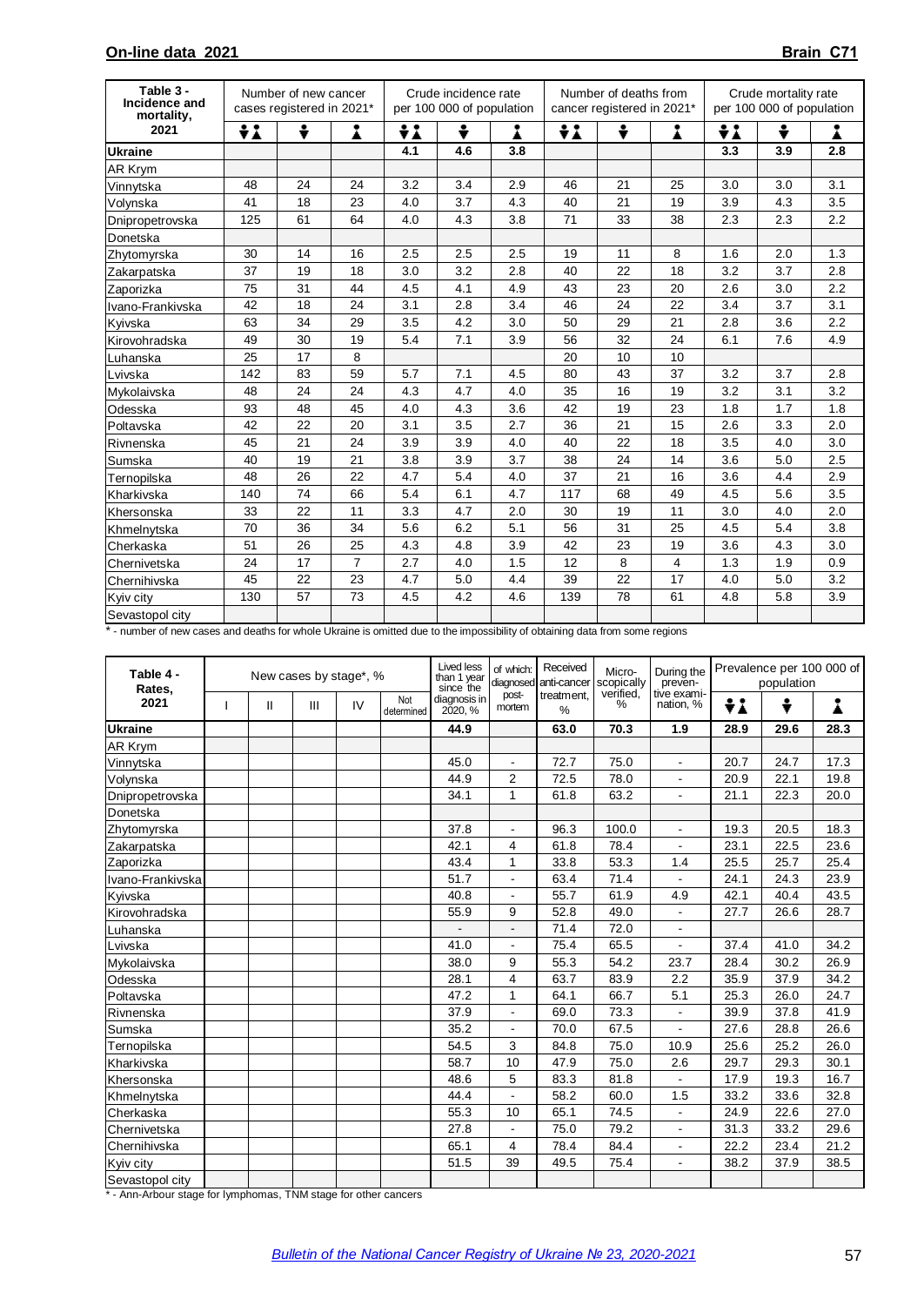**On-line data 2021** **Brain C71**

| Table 3 - Incidence and mortality, 2021 | Number of new cancer cases registered in 2021* | | | Crude incidence rate per 100 000 of population | | | Number of deaths from cancer registered in 2021* | | | Crude mortality rate per 100 000 of population | | |
|---|---|---|---|---|---|---|---|---|---|---|---|---|
| | Both | Male | Female | Both | Male | Female | Both | Male | Female | Both | Male | Female |
| **Ukraine** | | | | **4.1** | **4.6** | **3.8** | | | | **3.3** | **3.9** | **2.8** |
| AR Krym | | | | | | | | | | | | |
| Vinnytska | 48 | 24 | 24 | 3.2 | 3.4 | 2.9 | 46 | 21 | 25 | 3.0 | 3.0 | 3.1 |
| Volynska | 41 | 18 | 23 | 4.0 | 3.7 | 4.3 | 40 | 21 | 19 | 3.9 | 4.3 | 3.5 |
| Dnipropetrovska | 125 | 61 | 64 | 4.0 | 4.3 | 3.8 | 71 | 33 | 38 | 2.3 | 2.3 | 2.2 |
| Donetska | | | | | | | | | | | | |
| Zhytomyrska | 30 | 14 | 16 | 2.5 | 2.5 | 2.5 | 19 | 11 | 8 | 1.6 | 2.0 | 1.3 |
| Zakarpatska | 37 | 19 | 18 | 3.0 | 3.2 | 2.8 | 40 | 22 | 18 | 3.2 | 3.7 | 2.8 |
| Zaporizka | 75 | 31 | 44 | 4.5 | 4.1 | 4.9 | 43 | 23 | 20 | 2.6 | 3.0 | 2.2 |
| Ivano-Frankivska | 42 | 18 | 24 | 3.1 | 2.8 | 3.4 | 46 | 24 | 22 | 3.4 | 3.7 | 3.1 |
| Kyivska | 63 | 34 | 29 | 3.5 | 4.2 | 3.0 | 50 | 29 | 21 | 2.8 | 3.6 | 2.2 |
| Kirovohradska | 49 | 30 | 19 | 5.4 | 7.1 | 3.9 | 56 | 32 | 24 | 6.1 | 7.6 | 4.9 |
| Luhanska | 25 | 17 | 8 | | | | 20 | 10 | 10 | | | |
| Lvivska | 142 | 83 | 59 | 5.7 | 7.1 | 4.5 | 80 | 43 | 37 | 3.2 | 3.7 | 2.8 |
| Mykolaivska | 48 | 24 | 24 | 4.3 | 4.7 | 4.0 | 35 | 16 | 19 | 3.2 | 3.1 | 3.2 |
| Odesska | 93 | 48 | 45 | 4.0 | 4.3 | 3.6 | 42 | 19 | 23 | 1.8 | 1.7 | 1.8 |
| Poltavska | 42 | 22 | 20 | 3.1 | 3.5 | 2.7 | 36 | 21 | 15 | 2.6 | 3.3 | 2.0 |
| Rivnenska | 45 | 21 | 24 | 3.9 | 3.9 | 4.0 | 40 | 22 | 18 | 3.5 | 4.0 | 3.0 |
| Sumska | 40 | 19 | 21 | 3.8 | 3.9 | 3.7 | 38 | 24 | 14 | 3.6 | 5.0 | 2.5 |
| Ternopilska | 48 | 26 | 22 | 4.7 | 5.4 | 4.0 | 37 | 21 | 16 | 3.6 | 4.4 | 2.9 |
| Kharkivska | 140 | 74 | 66 | 5.4 | 6.1 | 4.7 | 117 | 68 | 49 | 4.5 | 5.6 | 3.5 |
| Khersonska | 33 | 22 | 11 | 3.3 | 4.7 | 2.0 | 30 | 19 | 11 | 3.0 | 4.0 | 2.0 |
| Khmelnytska | 70 | 36 | 34 | 5.6 | 6.2 | 5.1 | 56 | 31 | 25 | 4.5 | 5.4 | 3.8 |
| Cherkaska | 51 | 26 | 25 | 4.3 | 4.8 | 3.9 | 42 | 23 | 19 | 3.6 | 4.3 | 3.0 |
| Chernivetska | 24 | 17 | 7 | 2.7 | 4.0 | 1.5 | 12 | 8 | 4 | 1.3 | 1.9 | 0.9 |
| Chernihivska | 45 | 22 | 23 | 4.7 | 5.0 | 4.4 | 39 | 22 | 17 | 4.0 | 5.0 | 3.2 |
| Kyiv city | 130 | 57 | 73 | 4.5 | 4.2 | 4.6 | 139 | 78 | 61 | 4.8 | 5.8 | 3.9 |
| Sevastopol city | | | | | | | | | | | | |

* - number of new cases and deaths for whole Ukraine is omitted due to the impossibility of obtaining data from some regions

| Table 4 - Rates, 2021 | New cases by stage*, % | | | | | Lived less than 1 year since the diagnosis in 2020, % | of which: diagnosed post-mortem | Received anti-cancer treatment, % | Micro-scopically verified, % | During the preventive examination, % | Prevalence per 100 000 of population | | |
|---|---|---|---|---|---|---|---|---|---|---|---|---|---|
| | I | II | III | IV | Not determined | | | | | | Both | Male | Female |
| **Ukraine** | | | | | | **44.9** | | **63.0** | **70.3** | **1.9** | **28.9** | **29.6** | **28.3** |
| AR Krym | | | | | | | | | | | | | |
| Vinnytska | | | | | | 45.0 | - | 72.7 | 75.0 | - | 20.7 | 24.7 | 17.3 |
| Volynska | | | | | | 44.9 | 2 | 72.5 | 78.0 | - | 20.9 | 22.1 | 19.8 |
| Dnipropetrovska | | | | | | 34.1 | 1 | 61.8 | 63.2 | - | 21.1 | 22.3 | 20.0 |
| Donetska | | | | | | | | | | | | | |
| Zhytomyrska | | | | | | 37.8 | - | 96.3 | 100.0 | - | 19.3 | 20.5 | 18.3 |
| Zakarpatska | | | | | | 42.1 | 4 | 61.8 | 78.4 | - | 23.1 | 22.5 | 23.6 |
| Zaporizka | | | | | | 43.4 | 1 | 33.8 | 53.3 | 1.4 | 25.5 | 25.7 | 25.4 |
| Ivano-Frankivska | | | | | | 51.7 | - | 63.4 | 71.4 | - | 24.1 | 24.3 | 23.9 |
| Kyivska | | | | | | 40.8 | - | 55.7 | 61.9 | 4.9 | 42.1 | 40.4 | 43.5 |
| Kirovohradska | | | | | | 55.9 | 9 | 52.8 | 49.0 | - | 27.7 | 26.6 | 28.7 |
| Luhanska | | | | | | - | - | 71.4 | 72.0 | - | | | |
| Lvivska | | | | | | 41.0 | - | 75.4 | 65.5 | - | 37.4 | 41.0 | 34.2 |
| Mykolaivska | | | | | | 38.0 | 9 | 55.3 | 54.2 | 23.7 | 28.4 | 30.2 | 26.9 |
| Odesska | | | | | | 28.1 | 4 | 63.7 | 83.9 | 2.2 | 35.9 | 37.9 | 34.2 |
| Poltavska | | | | | | 47.2 | 1 | 64.1 | 66.7 | 5.1 | 25.3 | 26.0 | 24.7 |
| Rivnenska | | | | | | 37.9 | - | 69.0 | 73.3 | - | 39.9 | 37.8 | 41.9 |
| Sumska | | | | | | 35.2 | - | 70.0 | 67.5 | - | 27.6 | 28.8 | 26.6 |
| Ternopilska | | | | | | 54.5 | 3 | 84.8 | 75.0 | 10.9 | 25.6 | 25.2 | 26.0 |
| Kharkivska | | | | | | 58.7 | 10 | 47.9 | 75.0 | 2.6 | 29.7 | 29.3 | 30.1 |
| Khersonska | | | | | | 48.6 | 5 | 83.3 | 81.8 | - | 17.9 | 19.3 | 16.7 |
| Khmelnytska | | | | | | 44.4 | - | 58.2 | 60.0 | 1.5 | 33.2 | 33.6 | 32.8 |
| Cherkaska | | | | | | 55.3 | 10 | 65.1 | 74.5 | - | 24.9 | 22.6 | 27.0 |
| Chernivetska | | | | | | 27.8 | - | 75.0 | 79.2 | - | 31.3 | 33.2 | 29.6 |
| Chernihivska | | | | | | 65.1 | 4 | 78.4 | 84.4 | - | 22.2 | 23.4 | 21.2 |
| Kyiv city | | | | | | 51.5 | 39 | 49.5 | 75.4 | - | 38.2 | 37.9 | 38.5 |
| Sevastopol city | | | | | | | | | | | | | |

* - Ann-Arbour stage for lymphomas, TNM stage for other cancers